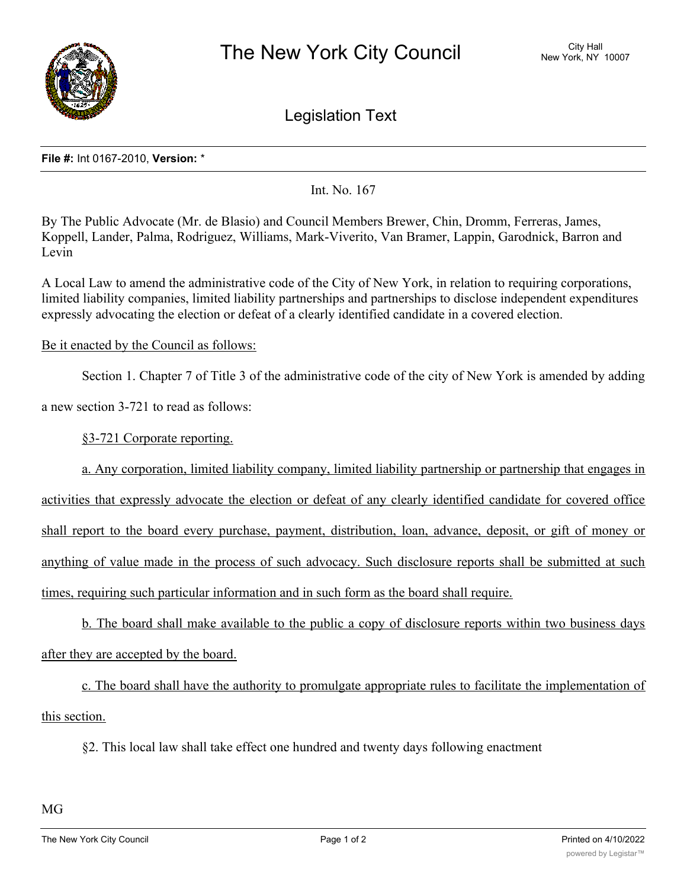# The New York City Council

City Hall
New York, NY 10007

## Legislation Text

**File #:** Int 0167-2010, **Version:** *

Int. No. 167

By The Public Advocate (Mr. de Blasio) and Council Members Brewer, Chin, Dromm, Ferreras, James, Koppell, Lander, Palma, Rodriguez, Williams, Mark-Viverito, Van Bramer, Lappin, Garodnick, Barron and Levin

A Local Law to amend the administrative code of the City of New York, in relation to requiring corporations, limited liability companies, limited liability partnerships and partnerships to disclose independent expenditures expressly advocating the election or defeat of a clearly identified candidate in a covered election.

Be it enacted by the Council as follows:

Section 1. Chapter 7 of Title 3 of the administrative code of the city of New York is amended by adding a new section 3-721 to read as follows:

§3-721 Corporate reporting.

a. Any corporation, limited liability company, limited liability partnership or partnership that engages in activities that expressly advocate the election or defeat of any clearly identified candidate for covered office shall report to the board every purchase, payment, distribution, loan, advance, deposit, or gift of money or anything of value made in the process of such advocacy. Such disclosure reports shall be submitted at such times, requiring such particular information and in such form as the board shall require.

b. The board shall make available to the public a copy of disclosure reports within two business days after they are accepted by the board.

c. The board shall have the authority to promulgate appropriate rules to facilitate the implementation of this section.

§2. This local law shall take effect one hundred and twenty days following enactment

MG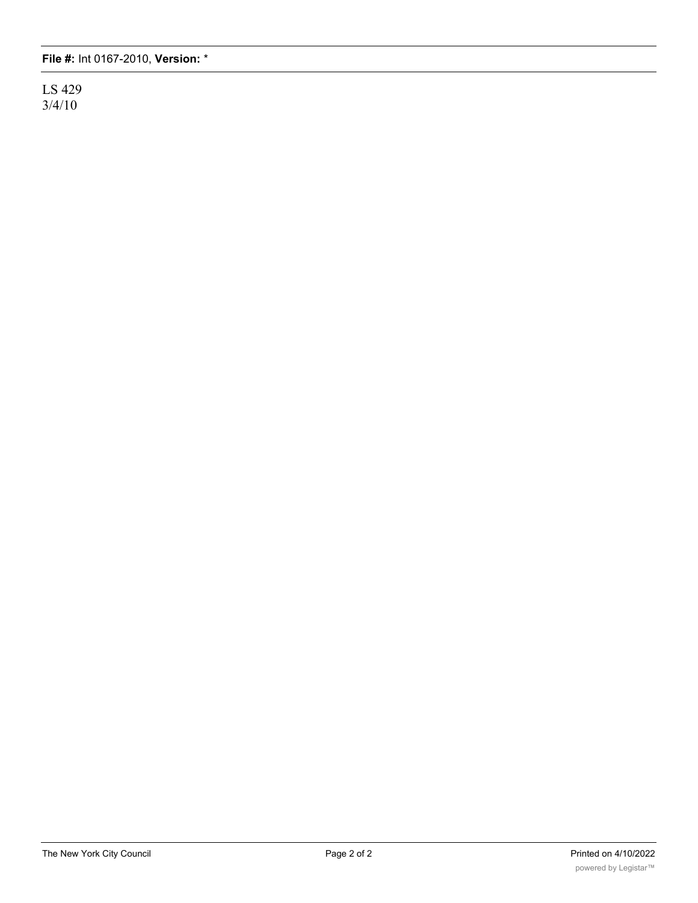LS 429
3/4/10